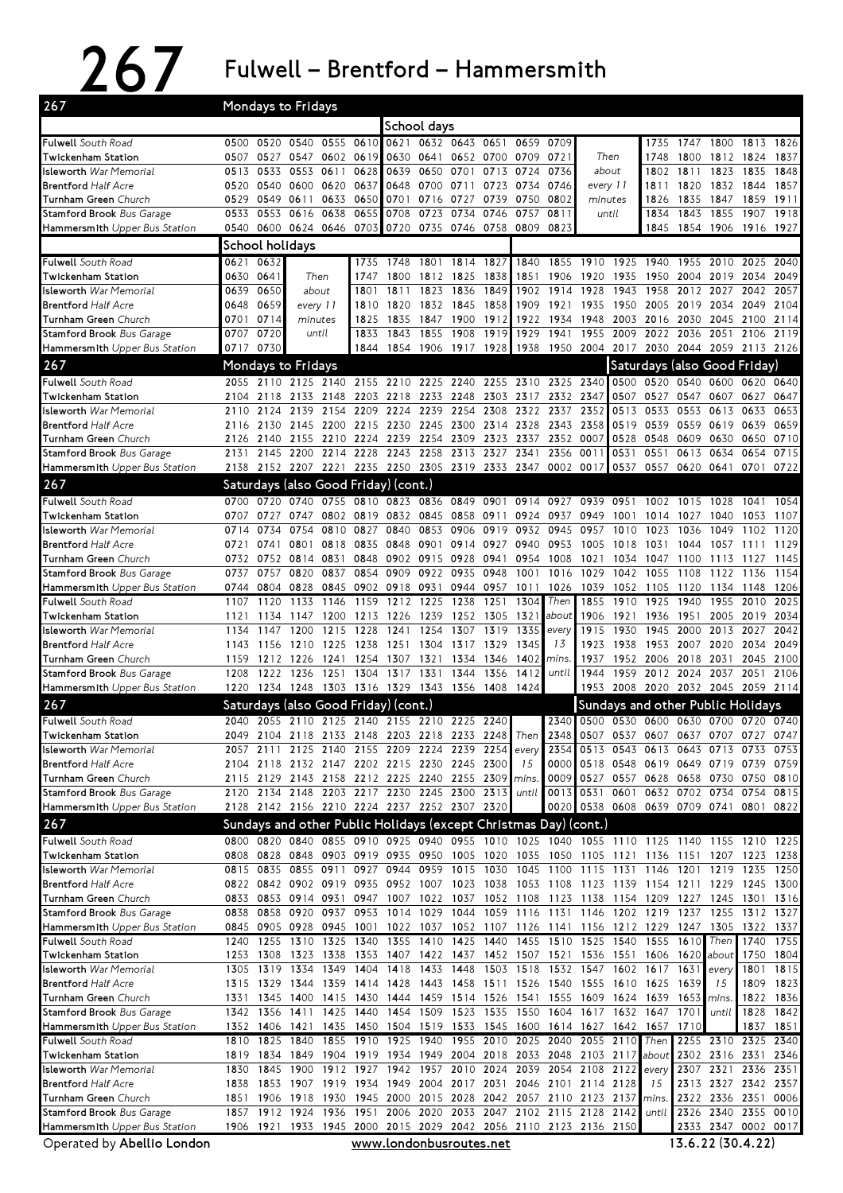# 267 Fulwell – Brentford – Hammersmith

## Mondays to Fridays

**School days**

| Stop | | | | | | | | | | | | | | | | | |
|---|---|---|---|---|---|---|---|---|---|---|---|---|---|---|---|---|---|
| **Fulwell** *South Road* | 0500 | 0520 | 0540 | 0555 | 0610 | 0621 | 0632 | 0643 | 0651 | 0659 | 0709 | Then about every 11 minutes until | 1735 | 1747 | 1800 | 1813 | 1826 |
| **Twickenham Station** | 0507 | 0527 | 0547 | 0602 | 0619 | 0630 | 0641 | 0652 | 0700 | 0709 | 0721 | | 1748 | 1800 | 1812 | 1824 | 1837 |
| **Isleworth** *War Memorial* | 0513 | 0533 | 0553 | 0611 | 0628 | 0639 | 0650 | 0701 | 0713 | 0724 | 0736 | | 1802 | 1811 | 1823 | 1835 | 1848 |
| **Brentford** *Half Acre* | 0520 | 0540 | 0600 | 0620 | 0637 | 0648 | 0700 | 0711 | 0723 | 0734 | 0746 | | 1811 | 1820 | 1832 | 1844 | 1857 |
| **Turnham Green** *Church* | 0529 | 0549 | 0611 | 0633 | 0650 | 0701 | 0716 | 0727 | 0739 | 0750 | 0802 | | 1826 | 1835 | 1847 | 1859 | 1911 |
| **Stamford Brook** *Bus Garage* | 0533 | 0553 | 0616 | 0638 | 0655 | 0708 | 0723 | 0734 | 0746 | 0757 | 0811 | | 1834 | 1843 | 1855 | 1907 | 1918 |
| **Hammersmith** *Upper Bus Station* | 0540 | 0600 | 0624 | 0646 | 0703 | 0720 | 0735 | 0746 | 0758 | 0809 | 0823 | | 1845 | 1854 | 1906 | 1916 | 1927 |

**School holidays**

| Stop | | | | | | | | | | | | | | | | | |
|---|---|---|---|---|---|---|---|---|---|---|---|---|---|---|---|---|---|
| **Fulwell** *South Road* | 0621 | 0632 | Then about every 11 minutes until | 1735 | 1748 | 1801 | 1814 | 1827 | 1840 | 1855 | 1910 | 1925 | 1940 | 1955 | 2010 | 2025 | 2040 |
| **Twickenham Station** | 0630 | 0641 | | 1747 | 1800 | 1812 | 1825 | 1838 | 1851 | 1906 | 1920 | 1935 | 1950 | 2004 | 2019 | 2034 | 2049 |
| **Isleworth** *War Memorial* | 0639 | 0650 | | 1801 | 1811 | 1823 | 1836 | 1849 | 1902 | 1914 | 1928 | 1943 | 1958 | 2012 | 2027 | 2042 | 2057 |
| **Brentford** *Half Acre* | 0648 | 0659 | | 1810 | 1820 | 1832 | 1845 | 1858 | 1909 | 1921 | 1935 | 1950 | 2005 | 2019 | 2034 | 2049 | 2104 |
| **Turnham Green** *Church* | 0701 | 0714 | | 1825 | 1835 | 1847 | 1900 | 1912 | 1922 | 1934 | 1948 | 2003 | 2016 | 2030 | 2045 | 2100 | 2114 |
| **Stamford Brook** *Bus Garage* | 0707 | 0720 | | 1833 | 1843 | 1855 | 1908 | 1919 | 1929 | 1941 | 1955 | 2009 | 2022 | 2036 | 2051 | 2106 | 2119 |
| **Hammersmith** *Upper Bus Station* | 0717 | 0730 | | 1844 | 1854 | 1906 | 1917 | 1928 | 1938 | 1950 | 2004 | 2017 | 2030 | 2044 | 2059 | 2113 | 2126 |

## Mondays to Fridays / Saturdays (also Good Friday)

| Stop | Mon–Fri | | | | | | | | | | | | Sat | | | | | |
|---|---|---|---|---|---|---|---|---|---|---|---|---|---|---|---|---|---|---|
| **Fulwell** *South Road* | 2055 | 2110 | 2125 | 2140 | 2155 | 2210 | 2225 | 2240 | 2255 | 2310 | 2325 | 2340 | 0500 | 0520 | 0540 | 0600 | 0620 | 0640 |
| **Twickenham Station** | 2104 | 2118 | 2133 | 2148 | 2203 | 2218 | 2233 | 2248 | 2303 | 2317 | 2332 | 2347 | 0507 | 0527 | 0547 | 0607 | 0627 | 0647 |
| **Isleworth** *War Memorial* | 2110 | 2124 | 2139 | 2154 | 2209 | 2224 | 2239 | 2254 | 2308 | 2322 | 2337 | 2352 | 0513 | 0533 | 0553 | 0613 | 0633 | 0653 |
| **Brentford** *Half Acre* | 2116 | 2130 | 2145 | 2200 | 2215 | 2230 | 2245 | 2300 | 2314 | 2328 | 2343 | 2358 | 0519 | 0539 | 0559 | 0619 | 0639 | 0659 |
| **Turnham Green** *Church* | 2126 | 2140 | 2155 | 2210 | 2224 | 2239 | 2254 | 2309 | 2323 | 2337 | 2352 | 0007 | 0528 | 0548 | 0609 | 0630 | 0650 | 0710 |
| **Stamford Brook** *Bus Garage* | 2131 | 2145 | 2200 | 2214 | 2228 | 2243 | 2258 | 2313 | 2327 | 2341 | 2356 | 0011 | 0531 | 0551 | 0613 | 0634 | 0654 | 0715 |
| **Hammersmith** *Upper Bus Station* | 2138 | 2152 | 2207 | 2221 | 2235 | 2250 | 2305 | 2319 | 2333 | 2347 | 0002 | 0017 | 0537 | 0557 | 0620 | 0641 | 0701 | 0722 |

## Saturdays (also Good Friday) (cont.)

| Stop | | | | | | | | | | | | | | | | | | |
|---|---|---|---|---|---|---|---|---|---|---|---|---|---|---|---|---|---|---|
| **Fulwell** *South Road* | 0700 | 0720 | 0740 | 0755 | 0810 | 0823 | 0836 | 0849 | 0901 | 0914 | 0927 | 0939 | 0951 | 1002 | 1015 | 1028 | 1041 | 1054 |
| **Twickenham Station** | 0707 | 0727 | 0747 | 0802 | 0819 | 0832 | 0845 | 0858 | 0911 | 0924 | 0937 | 0949 | 1001 | 1014 | 1027 | 1040 | 1053 | 1107 |
| **Isleworth** *War Memorial* | 0714 | 0734 | 0754 | 0810 | 0827 | 0840 | 0853 | 0906 | 0919 | 0932 | 0945 | 0957 | 1010 | 1023 | 1036 | 1049 | 1102 | 1120 |
| **Brentford** *Half Acre* | 0721 | 0741 | 0801 | 0818 | 0835 | 0848 | 0901 | 0914 | 0927 | 0940 | 0953 | 1005 | 1018 | 1031 | 1044 | 1057 | 1111 | 1129 |
| **Turnham Green** *Church* | 0732 | 0752 | 0814 | 0831 | 0848 | 0902 | 0915 | 0928 | 0941 | 0954 | 1008 | 1021 | 1034 | 1047 | 1100 | 1113 | 1127 | 1145 |
| **Stamford Brook** *Bus Garage* | 0737 | 0757 | 0820 | 0837 | 0854 | 0909 | 0922 | 0935 | 0948 | 1001 | 1016 | 1029 | 1042 | 1055 | 1108 | 1122 | 1136 | 1154 |
| **Hammersmith** *Upper Bus Station* | 0744 | 0804 | 0828 | 0845 | 0902 | 0918 | 0931 | 0944 | 0957 | 1011 | 1026 | 1039 | 1052 | 1105 | 1120 | 1134 | 1148 | 1206 |

| Stop | | | | | | | | | | | | | | | | | | |
|---|---|---|---|---|---|---|---|---|---|---|---|---|---|---|---|---|---|---|
| **Fulwell** *South Road* | 1107 | 1120 | 1133 | 1146 | 1159 | 1212 | 1225 | 1238 | 1251 | 1304 | Then about 13 mins. until | 1855 | 1910 | 1925 | 1940 | 1955 | 2010 | 2025 |
| **Twickenham Station** | 1121 | 1134 | 1147 | 1200 | 1213 | 1226 | 1239 | 1252 | 1305 | 1321 | | 1906 | 1921 | 1936 | 1951 | 2005 | 2019 | 2034 |
| **Isleworth** *War Memorial* | 1134 | 1147 | 1200 | 1215 | 1228 | 1241 | 1254 | 1307 | 1319 | 1335 | | 1915 | 1930 | 1945 | 2000 | 2013 | 2027 | 2042 |
| **Brentford** *Half Acre* | 1143 | 1156 | 1210 | 1225 | 1238 | 1251 | 1304 | 1317 | 1329 | 1345 | | 1923 | 1938 | 1953 | 2007 | 2020 | 2034 | 2049 |
| **Turnham Green** *Church* | 1159 | 1212 | 1226 | 1241 | 1254 | 1307 | 1321 | 1334 | 1346 | 1402 | | 1937 | 1952 | 2006 | 2018 | 2031 | 2045 | 2100 |
| **Stamford Brook** *Bus Garage* | 1208 | 1222 | 1236 | 1251 | 1304 | 1317 | 1331 | 1344 | 1356 | 1412 | | 1944 | 1959 | 2012 | 2024 | 2037 | 2051 | 2106 |
| **Hammersmith** *Upper Bus Station* | 1220 | 1234 | 1248 | 1303 | 1316 | 1329 | 1343 | 1356 | 1408 | 1424 | | 1953 | 2008 | 2020 | 2032 | 2045 | 2059 | 2114 |

## Saturdays (also Good Friday) (cont.) / Sundays and other Public Holidays

| Stop | Sat | | | | | | | | | | | Sun | | | | | | | |
|---|---|---|---|---|---|---|---|---|---|---|---|---|---|---|---|---|---|---|---|
| **Fulwell** *South Road* | 2040 | 2055 | 2110 | 2125 | 2140 | 2155 | 2210 | 2225 | 2240 | Then every 15 mins. until | 2340 | 0500 | 0530 | 0600 | 0630 | 0700 | 0720 | 0740 |
| **Twickenham Station** | 2049 | 2104 | 2118 | 2133 | 2148 | 2203 | 2218 | 2233 | 2248 | | 2348 | 0507 | 0537 | 0607 | 0637 | 0707 | 0727 | 0747 |
| **Isleworth** *War Memorial* | 2057 | 2111 | 2125 | 2140 | 2155 | 2209 | 2224 | 2239 | 2254 | | 2354 | 0513 | 0543 | 0613 | 0643 | 0713 | 0733 | 0753 |
| **Brentford** *Half Acre* | 2104 | 2118 | 2132 | 2147 | 2202 | 2215 | 2230 | 2245 | 2300 | | 0000 | 0518 | 0548 | 0619 | 0649 | 0719 | 0739 | 0759 |
| **Turnham Green** *Church* | 2115 | 2129 | 2143 | 2158 | 2212 | 2225 | 2240 | 2255 | 2309 | | 0009 | 0527 | 0557 | 0628 | 0658 | 0730 | 0750 | 0810 |
| **Stamford Brook** *Bus Garage* | 2120 | 2134 | 2148 | 2203 | 2217 | 2230 | 2245 | 2300 | 2313 | | 0013 | 0531 | 0601 | 0632 | 0702 | 0734 | 0754 | 0815 |
| **Hammersmith** *Upper Bus Station* | 2128 | 2142 | 2156 | 2210 | 2224 | 2237 | 2252 | 2307 | 2320 | | 0020 | 0538 | 0608 | 0639 | 0709 | 0741 | 0801 | 0822 |

## Sundays and other Public Holidays (except Christmas Day) (cont.)

| Stop | | | | | | | | | | | | | | | | | | |
|---|---|---|---|---|---|---|---|---|---|---|---|---|---|---|---|---|---|---|
| **Fulwell** *South Road* | 0800 | 0820 | 0840 | 0855 | 0910 | 0925 | 0940 | 0955 | 1010 | 1025 | 1040 | 1055 | 1110 | 1125 | 1140 | 1155 | 1210 | 1225 |
| **Twickenham Station** | 0808 | 0828 | 0848 | 0903 | 0919 | 0935 | 0950 | 1005 | 1020 | 1035 | 1050 | 1105 | 1121 | 1136 | 1151 | 1207 | 1223 | 1238 |
| **Isleworth** *War Memorial* | 0815 | 0835 | 0855 | 0911 | 0927 | 0944 | 0959 | 1015 | 1030 | 1045 | 1100 | 1115 | 1131 | 1146 | 1201 | 1219 | 1235 | 1250 |
| **Brentford** *Half Acre* | 0822 | 0842 | 0902 | 0919 | 0935 | 0952 | 1007 | 1023 | 1038 | 1053 | 1108 | 1123 | 1139 | 1154 | 1211 | 1229 | 1245 | 1300 |
| **Turnham Green** *Church* | 0833 | 0853 | 0914 | 0931 | 0947 | 1007 | 1022 | 1037 | 1052 | 1108 | 1123 | 1138 | 1154 | 1209 | 1227 | 1245 | 1301 | 1316 |
| **Stamford Brook** *Bus Garage* | 0838 | 0858 | 0920 | 0937 | 0953 | 1014 | 1029 | 1044 | 1059 | 1116 | 1131 | 1146 | 1202 | 1219 | 1237 | 1255 | 1312 | 1327 |
| **Hammersmith** *Upper Bus Station* | 0845 | 0905 | 0928 | 0945 | 1001 | 1022 | 1037 | 1052 | 1107 | 1126 | 1141 | 1156 | 1212 | 1229 | 1247 | 1305 | 1322 | 1337 |

| Stop | | | | | | | | | | | | | | | | | | |
|---|---|---|---|---|---|---|---|---|---|---|---|---|---|---|---|---|---|---|
| **Fulwell** *South Road* | 1240 | 1255 | 1310 | 1325 | 1340 | 1355 | 1410 | 1425 | 1440 | 1455 | 1510 | 1525 | 1540 | 1555 | 1610 | Then about every mins. until | 1740 | 1755 |
| **Twickenham Station** | 1253 | 1308 | 1323 | 1338 | 1353 | 1407 | 1422 | 1437 | 1452 | 1507 | 1521 | 1536 | 1551 | 1606 | 1620 | | 1750 | 1804 |
| **Isleworth** *War Memorial* | 1305 | 1319 | 1334 | 1349 | 1404 | 1418 | 1433 | 1448 | 1503 | 1518 | 1532 | 1547 | 1602 | 1617 | 1631 | | 1801 | 1815 |
| **Brentford** *Half Acre* | 1315 | 1329 | 1344 | 1359 | 1414 | 1428 | 1443 | 1458 | 1511 | 1526 | 1540 | 1555 | 1610 | 1625 | 1639 | 15 | 1809 | 1823 |
| **Turnham Green** *Church* | 1331 | 1345 | 1400 | 1415 | 1430 | 1444 | 1459 | 1514 | 1526 | 1541 | 1555 | 1609 | 1624 | 1639 | 1653 | | 1822 | 1836 |
| **Stamford Brook** *Bus Garage* | 1342 | 1356 | 1411 | 1425 | 1440 | 1454 | 1509 | 1523 | 1535 | 1550 | 1604 | 1617 | 1632 | 1647 | 1701 | | 1828 | 1842 |
| **Hammersmith** *Upper Bus Station* | 1352 | 1406 | 1421 | 1435 | 1450 | 1504 | 1519 | 1533 | 1545 | 1600 | 1614 | 1627 | 1642 | 1657 | 1710 | | 1837 | 1851 |

| Stop | | | | | | | | | | | | | | | | | |
|---|---|---|---|---|---|---|---|---|---|---|---|---|---|---|---|---|---|
| **Fulwell** *South Road* | 1810 | 1825 | 1840 | 1855 | 1910 | 1925 | 1940 | 1955 | 2010 | 2025 | 2040 | 2055 | 2110 | Then about every 15 mins. until | 2255 | 2310 | 2325 | 2340 |
| **Twickenham Station** | 1819 | 1834 | 1849 | 1904 | 1919 | 1934 | 1949 | 2004 | 2018 | 2033 | 2048 | 2103 | 2117 | | 2302 | 2316 | 2331 | 2346 |
| **Isleworth** *War Memorial* | 1830 | 1845 | 1900 | 1912 | 1927 | 1942 | 1957 | 2010 | 2024 | 2039 | 2054 | 2108 | 2122 | | 2307 | 2321 | 2336 | 2351 |
| **Brentford** *Half Acre* | 1838 | 1853 | 1907 | 1919 | 1934 | 1949 | 2004 | 2017 | 2031 | 2046 | 2101 | 2114 | 2128 | | 2313 | 2327 | 2342 | 2357 |
| **Turnham Green** *Church* | 1851 | 1906 | 1918 | 1930 | 1945 | 2000 | 2015 | 2028 | 2042 | 2057 | 2110 | 2123 | 2137 | | 2322 | 2336 | 2351 | 0006 |
| **Stamford Brook** *Bus Garage* | 1857 | 1912 | 1924 | 1936 | 1951 | 2006 | 2020 | 2033 | 2047 | 2102 | 2115 | 2128 | 2142 | | 2326 | 2340 | 2355 | 0010 |
| **Hammersmith** *Upper Bus Station* | 1906 | 1921 | 1933 | 1945 | 2000 | 2015 | 2029 | 2042 | 2056 | 2110 | 2123 | 2136 | 2150 | | 2333 | 2347 | 0002 | 0017 |

Operated by **Abellio London**    www.londonbusroutes.net    13.6.22 (30.4.22)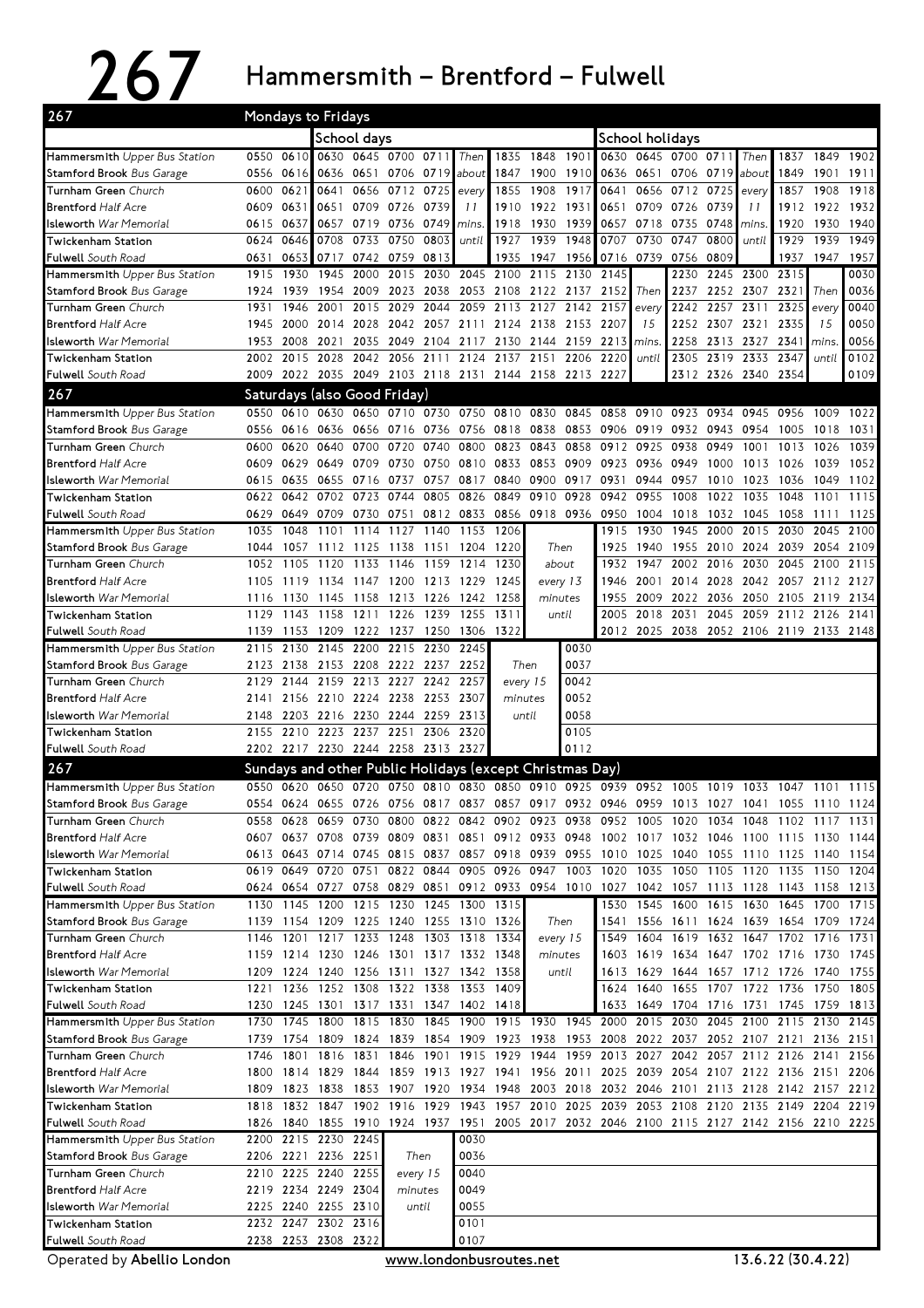# 267 Hammersmith – Brentford – Fulwell

## Mondays to Fridays

| 267 | | | School days | | | | | | | | School holidays | | | | | | | |
|---|---|---|---|---|---|---|---|---|---|---|---|---|---|---|---|---|---|---|
| Hammersmith Upper Bus Station | 0550 | 0610 | 0630 | 0645 | 0700 | 0711 | Then | 1835 | 1848 | 1901 | 0630 | 0645 | 0700 | 0711 | Then | 1837 | 1849 | 1902 |
| Stamford Brook Bus Garage | 0556 | 0616 | 0636 | 0651 | 0706 | 0719 | about | 1847 | 1900 | 1910 | 0636 | 0651 | 0706 | 0719 | about | 1849 | 1901 | 1911 |
| Turnham Green Church | 0600 | 0621 | 0641 | 0656 | 0712 | 0725 | every | 1855 | 1908 | 1917 | 0641 | 0656 | 0712 | 0725 | every | 1857 | 1908 | 1918 |
| Brentford Half Acre | 0609 | 0631 | 0651 | 0709 | 0726 | 0739 | 11 | 1910 | 1922 | 1931 | 0651 | 0709 | 0726 | 0739 | 11 | 1912 | 1922 | 1932 |
| Isleworth War Memorial | 0615 | 0637 | 0657 | 0719 | 0736 | 0749 | mins. | 1918 | 1930 | 1939 | 0657 | 0718 | 0735 | 0748 | mins. | 1920 | 1930 | 1940 |
| Twickenham Station | 0624 | 0646 | 0708 | 0733 | 0750 | 0803 | until | 1927 | 1939 | 1948 | 0707 | 0730 | 0747 | 0800 | until | 1929 | 1939 | 1949 |
| Fulwell South Road | 0631 | 0653 | 0717 | 0742 | 0759 | 0813 | | 1935 | 1947 | 1956 | 0716 | 0739 | 0756 | 0809 | | 1937 | 1947 | 1957 |
| Hammersmith Upper Bus Station | 1915 | 1930 | 1945 | 2000 | 2015 | 2030 | 2045 | 2100 | 2115 | 2130 | 2145 | | 2230 | 2245 | 2300 | 2315 | | 0030 |
| Stamford Brook Bus Garage | 1924 | 1939 | 1954 | 2009 | 2023 | 2038 | 2053 | 2108 | 2122 | 2137 | 2152 | Then | 2237 | 2252 | 2307 | 2321 | Then | 0036 |
| Turnham Green Church | 1931 | 1946 | 2001 | 2015 | 2029 | 2044 | 2059 | 2113 | 2127 | 2142 | 2157 | every | 2242 | 2257 | 2311 | 2325 | every | 0040 |
| Brentford Half Acre | 1945 | 2000 | 2014 | 2028 | 2042 | 2057 | 2111 | 2124 | 2138 | 2153 | 2207 | 15 | 2252 | 2307 | 2321 | 2335 | 15 | 0050 |
| Isleworth War Memorial | 1953 | 2008 | 2021 | 2035 | 2049 | 2104 | 2117 | 2130 | 2144 | 2159 | 2213 | mins. | 2258 | 2313 | 2327 | 2341 | mins. | 0056 |
| Twickenham Station | 2002 | 2015 | 2028 | 2042 | 2056 | 2111 | 2124 | 2137 | 2151 | 2206 | 2220 | until | 2305 | 2319 | 2333 | 2347 | until | 0102 |
| Fulwell South Road | 2009 | 2022 | 2035 | 2049 | 2103 | 2118 | 2131 | 2144 | 2158 | 2213 | 2227 | | 2312 | 2326 | 2340 | 2354 | | 0109 |

## Saturdays (also Good Friday)

| 267 | | | | | | | | | | | | | | | | | | |
|---|---|---|---|---|---|---|---|---|---|---|---|---|---|---|---|---|---|---|
| Hammersmith Upper Bus Station | 0550 | 0610 | 0630 | 0650 | 0710 | 0730 | 0750 | 0810 | 0830 | 0845 | 0858 | 0910 | 0923 | 0934 | 0945 | 0956 | 1009 | 1022 |
| Stamford Brook Bus Garage | 0556 | 0616 | 0636 | 0656 | 0716 | 0736 | 0756 | 0818 | 0838 | 0853 | 0906 | 0919 | 0932 | 0943 | 0954 | 1005 | 1018 | 1031 |
| Turnham Green Church | 0600 | 0620 | 0640 | 0700 | 0720 | 0740 | 0800 | 0823 | 0843 | 0858 | 0912 | 0925 | 0938 | 0949 | 1001 | 1013 | 1026 | 1039 |
| Brentford Half Acre | 0609 | 0629 | 0649 | 0709 | 0730 | 0750 | 0810 | 0833 | 0853 | 0909 | 0923 | 0936 | 0949 | 1000 | 1013 | 1026 | 1039 | 1052 |
| Isleworth War Memorial | 0615 | 0635 | 0655 | 0716 | 0737 | 0757 | 0817 | 0840 | 0900 | 0917 | 0931 | 0944 | 0957 | 1010 | 1023 | 1036 | 1049 | 1102 |
| Twickenham Station | 0622 | 0642 | 0702 | 0723 | 0744 | 0805 | 0826 | 0849 | 0910 | 0928 | 0942 | 0955 | 1008 | 1022 | 1035 | 1048 | 1101 | 1115 |
| Fulwell South Road | 0629 | 0649 | 0709 | 0730 | 0751 | 0812 | 0833 | 0856 | 0918 | 0936 | 0950 | 1004 | 1018 | 1032 | 1045 | 1058 | 1111 | 1125 |
| Hammersmith Upper Bus Station | 1035 | 1048 | 1101 | 1114 | 1127 | 1140 | 1153 | 1206 | | | 1915 | 1930 | 1945 | 2000 | 2015 | 2030 | 2045 | 2100 |
| Stamford Brook Bus Garage | 1044 | 1057 | 1112 | 1125 | 1138 | 1151 | 1204 | 1220 | Then | | 1925 | 1940 | 1955 | 2010 | 2024 | 2039 | 2054 | 2109 |
| Turnham Green Church | 1052 | 1105 | 1120 | 1133 | 1146 | 1159 | 1214 | 1230 | about | | 1932 | 1947 | 2002 | 2016 | 2030 | 2045 | 2100 | 2115 |
| Brentford Half Acre | 1105 | 1119 | 1134 | 1147 | 1200 | 1213 | 1229 | 1245 | every 13 | | 1946 | 2001 | 2014 | 2028 | 2042 | 2057 | 2112 | 2127 |
| Isleworth War Memorial | 1116 | 1130 | 1145 | 1158 | 1213 | 1226 | 1242 | 1258 | minutes | | 1955 | 2009 | 2022 | 2036 | 2050 | 2105 | 2119 | 2134 |
| Twickenham Station | 1129 | 1143 | 1158 | 1211 | 1226 | 1239 | 1255 | 1311 | until | | 2005 | 2018 | 2031 | 2045 | 2059 | 2112 | 2126 | 2141 |
| Fulwell South Road | 1139 | 1153 | 1209 | 1222 | 1237 | 1250 | 1306 | 1322 | | | 2012 | 2025 | 2038 | 2052 | 2106 | 2119 | 2133 | 2148 |
| Hammersmith Upper Bus Station | 2115 | 2130 | 2145 | 2200 | 2215 | 2230 | 2245 | | | 0030 | | | | | | | | |
| Stamford Brook Bus Garage | 2123 | 2138 | 2153 | 2208 | 2222 | 2237 | 2252 | Then | | 0037 | | | | | | | | |
| Turnham Green Church | 2129 | 2144 | 2159 | 2213 | 2227 | 2242 | 2257 | every 15 | | 0042 | | | | | | | | |
| Brentford Half Acre | 2141 | 2156 | 2210 | 2224 | 2238 | 2253 | 2307 | minutes | | 0052 | | | | | | | | |
| Isleworth War Memorial | 2148 | 2203 | 2216 | 2230 | 2244 | 2259 | 2313 | until | | 0058 | | | | | | | | |
| Twickenham Station | 2155 | 2210 | 2223 | 2237 | 2251 | 2306 | 2320 | | | 0105 | | | | | | | | |
| Fulwell South Road | 2202 | 2217 | 2230 | 2244 | 2258 | 2313 | 2327 | | | 0112 | | | | | | | | |

## Sundays and other Public Holidays (except Christmas Day)

| 267 | | | | | | | | | | | | | | | | | | |
|---|---|---|---|---|---|---|---|---|---|---|---|---|---|---|---|---|---|---|
| Hammersmith Upper Bus Station | 0550 | 0620 | 0650 | 0720 | 0750 | 0810 | 0830 | 0850 | 0910 | 0925 | 0939 | 0952 | 1005 | 1019 | 1033 | 1047 | 1101 | 1115 |
| Stamford Brook Bus Garage | 0554 | 0624 | 0655 | 0726 | 0756 | 0817 | 0837 | 0857 | 0917 | 0932 | 0946 | 0959 | 1013 | 1027 | 1041 | 1055 | 1110 | 1124 |
| Turnham Green Church | 0558 | 0628 | 0659 | 0730 | 0800 | 0822 | 0842 | 0902 | 0923 | 0938 | 0952 | 1005 | 1020 | 1034 | 1048 | 1102 | 1117 | 1131 |
| Brentford Half Acre | 0607 | 0637 | 0708 | 0739 | 0809 | 0831 | 0851 | 0912 | 0933 | 0948 | 1002 | 1017 | 1032 | 1046 | 1100 | 1115 | 1130 | 1144 |
| Isleworth War Memorial | 0613 | 0643 | 0714 | 0745 | 0815 | 0837 | 0857 | 0918 | 0939 | 0955 | 1010 | 1025 | 1040 | 1055 | 1110 | 1125 | 1140 | 1154 |
| Twickenham Station | 0619 | 0649 | 0720 | 0751 | 0822 | 0844 | 0905 | 0926 | 0947 | 1003 | 1020 | 1035 | 1050 | 1105 | 1120 | 1135 | 1150 | 1204 |
| Fulwell South Road | 0624 | 0654 | 0727 | 0758 | 0829 | 0851 | 0912 | 0933 | 0954 | 1010 | 1027 | 1042 | 1057 | 1113 | 1128 | 1143 | 1158 | 1213 |
| Hammersmith Upper Bus Station | 1130 | 1145 | 1200 | 1215 | 1230 | 1245 | 1300 | 1315 | | | 1530 | 1545 | 1600 | 1615 | 1630 | 1645 | 1700 | 1715 |
| Stamford Brook Bus Garage | 1139 | 1154 | 1209 | 1225 | 1240 | 1255 | 1310 | 1326 | Then | | 1541 | 1556 | 1611 | 1624 | 1639 | 1654 | 1709 | 1724 |
| Turnham Green Church | 1146 | 1201 | 1217 | 1233 | 1248 | 1303 | 1318 | 1334 | every 15 | | 1549 | 1604 | 1619 | 1632 | 1647 | 1702 | 1716 | 1731 |
| Brentford Half Acre | 1159 | 1214 | 1230 | 1246 | 1301 | 1317 | 1332 | 1348 | minutes | | 1603 | 1619 | 1634 | 1647 | 1702 | 1716 | 1730 | 1745 |
| Isleworth War Memorial | 1209 | 1224 | 1240 | 1256 | 1311 | 1327 | 1342 | 1358 | until | | 1613 | 1629 | 1644 | 1657 | 1712 | 1726 | 1740 | 1755 |
| Twickenham Station | 1221 | 1236 | 1252 | 1308 | 1322 | 1338 | 1353 | 1409 | | | 1624 | 1640 | 1655 | 1707 | 1722 | 1736 | 1750 | 1805 |
| Fulwell South Road | 1230 | 1245 | 1301 | 1317 | 1331 | 1347 | 1402 | 1418 | | | 1633 | 1649 | 1704 | 1716 | 1731 | 1745 | 1759 | 1813 |
| Hammersmith Upper Bus Station | 1730 | 1745 | 1800 | 1815 | 1830 | 1845 | 1900 | 1915 | 1930 | 1945 | 2000 | 2015 | 2030 | 2045 | 2100 | 2115 | 2130 | 2145 |
| Stamford Brook Bus Garage | 1739 | 1754 | 1809 | 1824 | 1839 | 1854 | 1909 | 1923 | 1938 | 1953 | 2008 | 2022 | 2037 | 2052 | 2107 | 2121 | 2136 | 2151 |
| Turnham Green Church | 1746 | 1801 | 1816 | 1831 | 1846 | 1901 | 1915 | 1929 | 1944 | 1959 | 2013 | 2027 | 2042 | 2057 | 2112 | 2126 | 2141 | 2156 |
| Brentford Half Acre | 1800 | 1814 | 1829 | 1844 | 1859 | 1913 | 1927 | 1941 | 1956 | 2011 | 2025 | 2039 | 2054 | 2107 | 2122 | 2136 | 2151 | 2206 |
| Isleworth War Memorial | 1809 | 1823 | 1838 | 1853 | 1907 | 1920 | 1934 | 1948 | 2003 | 2018 | 2032 | 2046 | 2101 | 2113 | 2128 | 2142 | 2157 | 2212 |
| Twickenham Station | 1818 | 1832 | 1847 | 1902 | 1916 | 1929 | 1943 | 1957 | 2010 | 2025 | 2039 | 2053 | 2108 | 2120 | 2135 | 2149 | 2204 | 2219 |
| Fulwell South Road | 1826 | 1840 | 1855 | 1910 | 1924 | 1937 | 1951 | 2005 | 2017 | 2032 | 2046 | 2100 | 2115 | 2127 | 2142 | 2156 | 2210 | 2225 |
| Hammersmith Upper Bus Station | 2200 | 2215 | 2230 | 2245 | | | 0030 | | | | | | | | | | | |
| Stamford Brook Bus Garage | 2206 | 2221 | 2236 | 2251 | Then | | 0036 | | | | | | | | | | | |
| Turnham Green Church | 2210 | 2225 | 2240 | 2255 | every 15 | | 0040 | | | | | | | | | | | |
| Brentford Half Acre | 2219 | 2234 | 2249 | 2304 | minutes | | 0049 | | | | | | | | | | | |
| Isleworth War Memorial | 2225 | 2240 | 2255 | 2310 | until | | 0055 | | | | | | | | | | | |
| Twickenham Station | 2232 | 2247 | 2302 | 2316 | | | 0101 | | | | | | | | | | | |
| Fulwell South Road | 2238 | 2253 | 2308 | 2322 | | | 0107 | | | | | | | | | | | |

Operated by **Abellio London** www.londonbusroutes.net 13.6.22 (30.4.22)